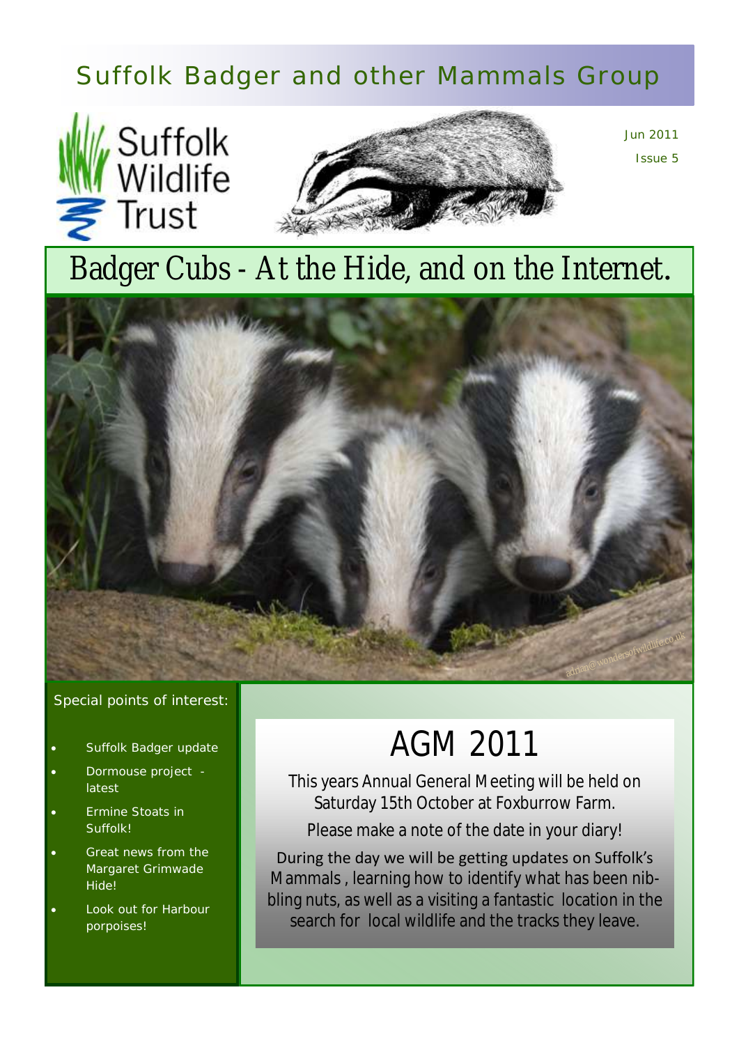# Suffolk Badger and other Mammals Group

Jun 2011

Issue 5

## Badger Cubs - At the Hide, and on the Internet.

adrian@wondersofwildlife.co.uk

**Special points of interest:**

- Suffolk Badger update
- Dormouse project - latest
- Ermine Stoats in Suffolk!
- Great news from the Margaret Grimwade Hide!
- Look out for Harbour porpoises!

## AGM 2011

This years Annual General Meeting will be held on Saturday 15th October at Foxburrow Farm.

Please make a note of the date in your diary!

During the day we will be getting updates on Suffolk's Mammals , learning how to identify what has been nibbling nuts, as well as a visiting a fantastic location in the search for local wildlife and the tracks they leave.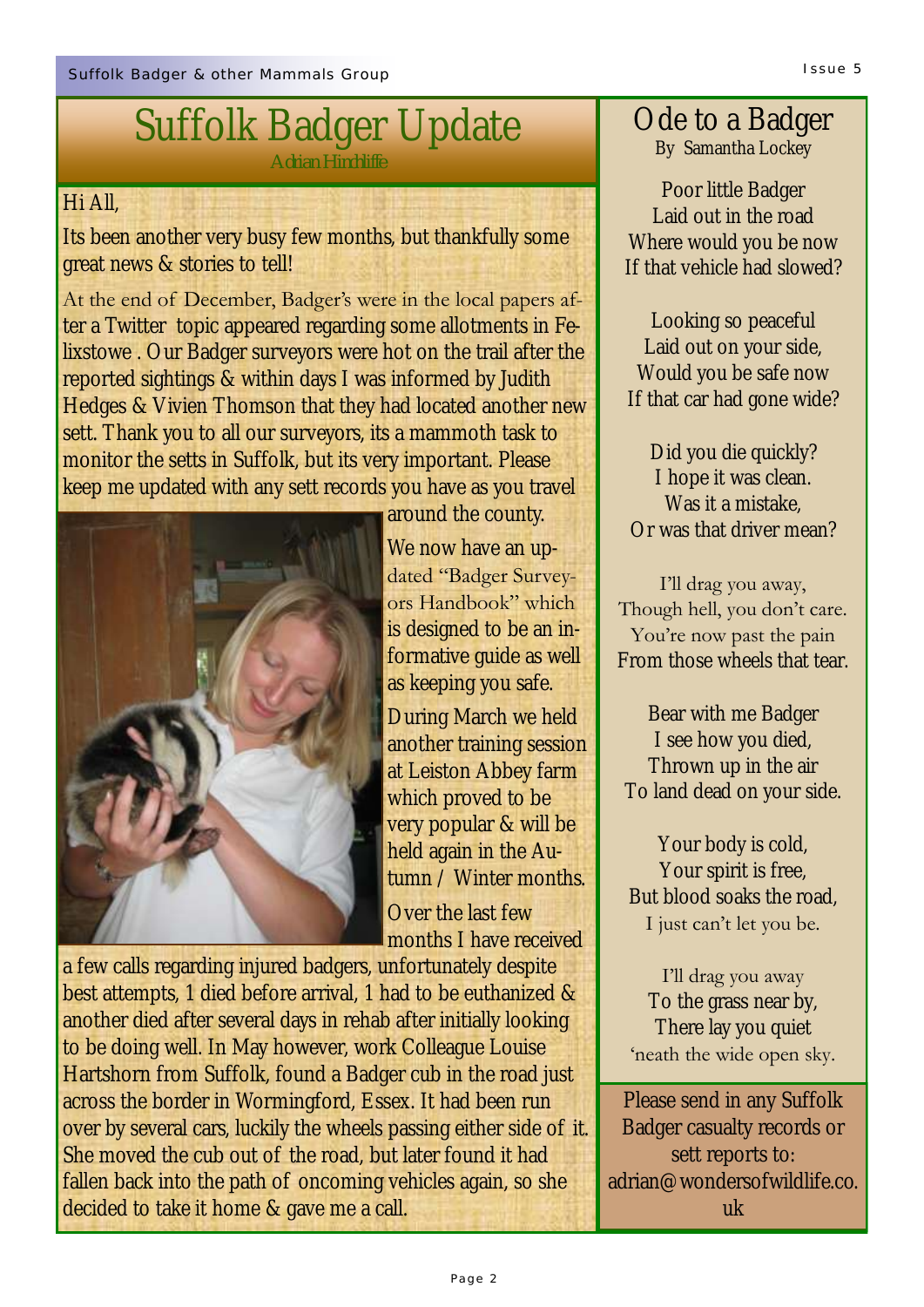# Suffolk Badger Update

Adrian Hinchliffe

Hi All,

Its been another very busy few months, but thankfully some great news & stories to tell!

At the end of December, Badger's were in the local papers after a Twitter topic appeared regarding some allotments in Felixstowe . Our Badger surveyors were hot on the trail after the reported sightings & within days I was informed by Judith Hedges & Vivien Thomson that they had located another new sett. Thank you to all our surveyors, its a mammoth task to monitor the setts in Suffolk, but its very important. Please keep me updated with any sett records you have as you travel around the county.

We now have an updated "Badger Surveyors Handbook" which is designed to be an informative guide as well as keeping you safe.

During March we held another training session at Leiston Abbey farm which proved to be very popular & will be held again in the Autumn / Winter months.

Over the last few months I have received a few calls regarding injured badgers, unfortunately despite best attempts, 1 died before arrival, 1 had to be euthanized & another died after several days in rehab after initially looking to be doing well. In May however, work Colleague Louise Hartshorn from Suffolk, found a Badger cub in the road just across the border in Wormingford, Essex. It had been run over by several cars, luckily the wheels passing either side of it. She moved the cub out of the road, but later found it had fallen back into the path of oncoming vehicles again, so she decided to take it home & gave me a call.

## Ode to a Badger

By Samantha Lockey

Poor little Badger
Laid out in the road
Where would you be now
If that vehicle had slowed?

Looking so peaceful
Laid out on your side,
Would you be safe now
If that car had gone wide?

Did you die quickly?
I hope it was clean.
Was it a mistake,
Or was that driver mean?

I'll drag you away,
Though hell, you don't care.
You're now past the pain
From those wheels that tear.

Bear with me Badger
I see how you died,
Thrown up in the air
To land dead on your side.

Your body is cold,
Your spirit is free,
But blood soaks the road,
I just can't let you be.

I'll drag you away
To the grass near by,
There lay you quiet
'neath the wide open sky.

Please send in any Suffolk Badger casualty records or sett reports to: adrian@wondersofwildlife.co.uk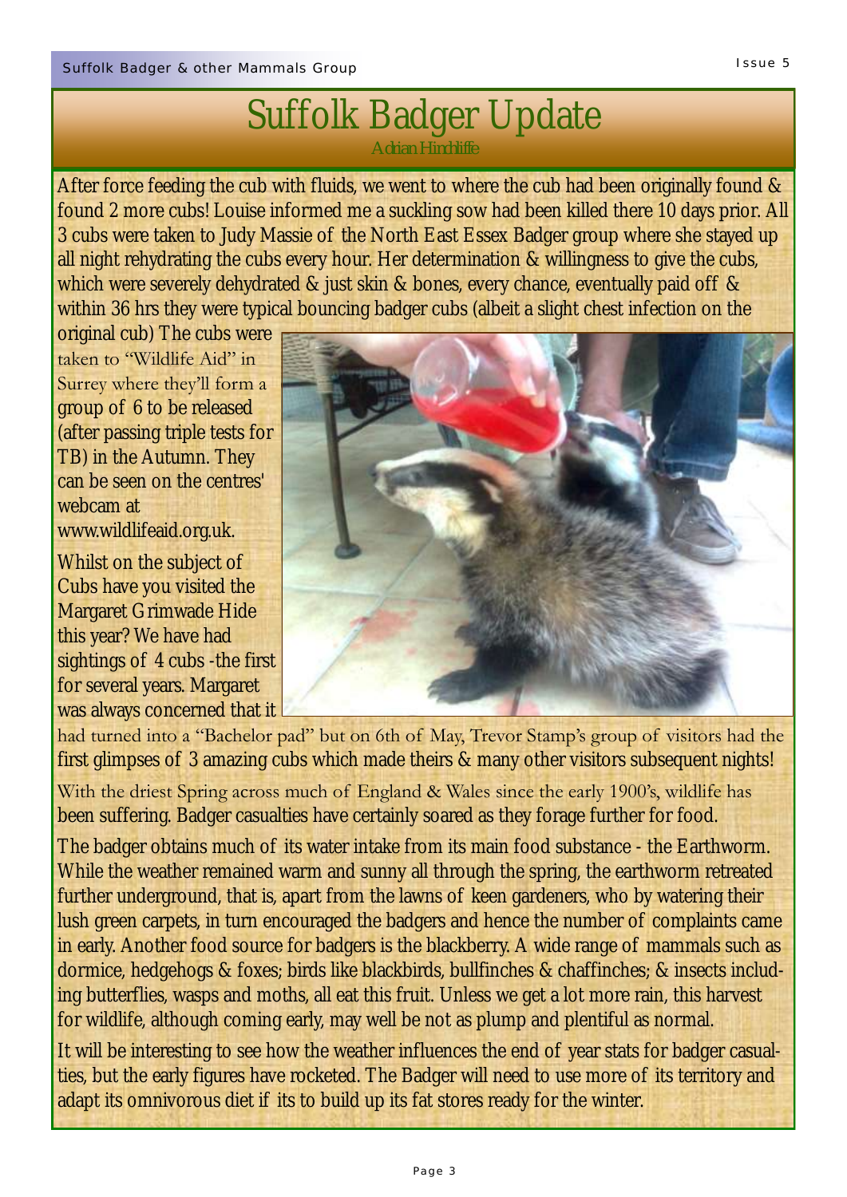# Suffolk Badger Update

Adrian Hinchliffe

After force feeding the cub with fluids, we went to where the cub had been originally found & found 2 more cubs! Louise informed me a suckling sow had been killed there 10 days prior. All 3 cubs were taken to Judy Massie of the North East Essex Badger group where she stayed up all night rehydrating the cubs every hour. Her determination & willingness to give the cubs, which were severely dehydrated & just skin & bones, every chance, eventually paid off & within 36 hrs they were typical bouncing badger cubs (albeit a slight chest infection on the original cub) The cubs were taken to "Wildlife Aid" in Surrey where they'll form a group of 6 to be released (after passing triple tests for TB) in the Autumn. They can be seen on the centres' webcam at www.wildlifeaid.org.uk.

Whilst on the subject of Cubs have you visited the Margaret Grimwade Hide this year? We have had sightings of 4 cubs -the first for several years. Margaret was always concerned that it had turned into a "Bachelor pad" but on 6th of May, Trevor Stamp's group of visitors had the first glimpses of 3 amazing cubs which made theirs & many other visitors subsequent nights!

With the driest Spring across much of England & Wales since the early 1900's, wildlife has been suffering. Badger casualties have certainly soared as they forage further for food.

The badger obtains much of its water intake from its main food substance - the Earthworm. While the weather remained warm and sunny all through the spring, the earthworm retreated further underground, that is, apart from the lawns of keen gardeners, who by watering their lush green carpets, in turn encouraged the badgers and hence the number of complaints came in early. Another food source for badgers is the blackberry. A wide range of mammals such as dormice, hedgehogs & foxes; birds like blackbirds, bullfinches & chaffinches; & insects including butterflies, wasps and moths, all eat this fruit. Unless we get a lot more rain, this harvest for wildlife, although coming early, may well be not as plump and plentiful as normal.

It will be interesting to see how the weather influences the end of year stats for badger casualties, but the early figures have rocketed. The Badger will need to use more of its territory and adapt its omnivorous diet if its to build up its fat stores ready for the winter.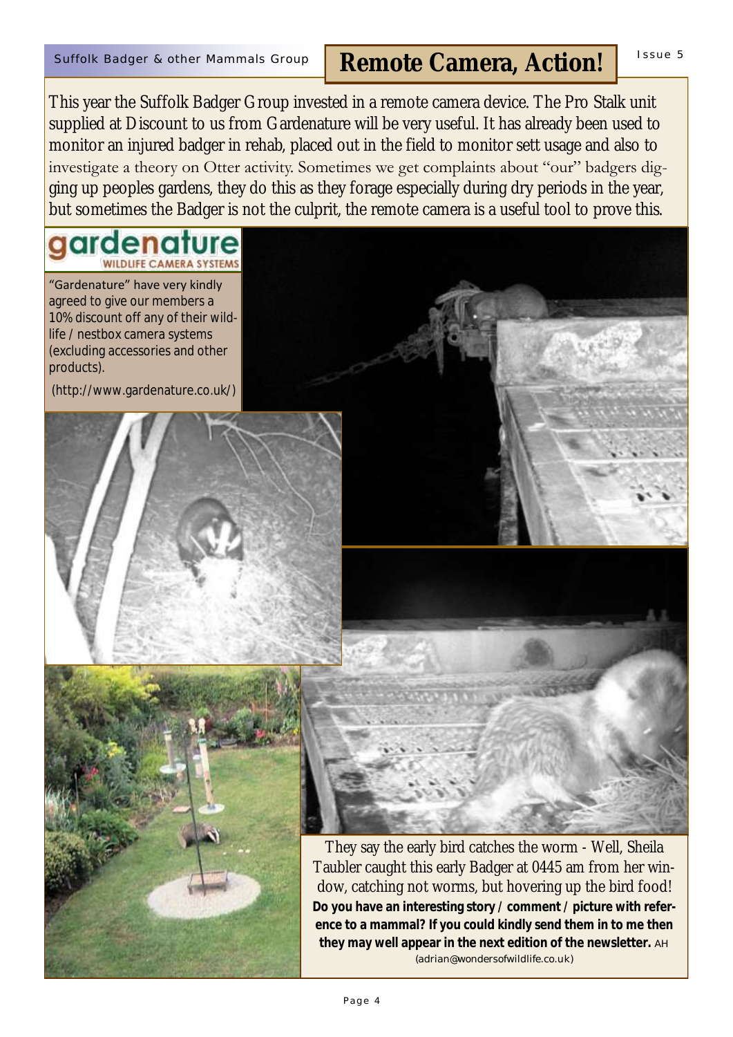# Remote Camera, Action!

This year the Suffolk Badger Group invested in a remote camera device. The Pro Stalk unit supplied at Discount to us from Gardenature will be very useful. It has already been used to monitor an injured badger in rehab, placed out in the field to monitor sett usage and also to investigate a theory on Otter activity. Sometimes we get complaints about "our" badgers digging up peoples gardens, they do this as they forage especially during dry periods in the year, but sometimes the Badger is not the culprit, the remote camera is a useful tool to prove this.

gardenature WILDLIFE CAMERA SYSTEMS

"Gardenature" have very kindly agreed to give our members a 10% discount off any of their wildlife / nestbox camera systems (excluding accessories and other products).

(http://www.gardenature.co.uk/)

They say the early bird catches the worm - Well, Sheila Taubler caught this early Badger at 0445 am from her window, catching not worms, but hovering up the bird food!

**Do you have an interesting story / comment / picture with reference to a mammal? If you could kindly send them in to me then they may well appear in the next edition of the newsletter.** AH (adrian@wondersofwildlife.co.uk)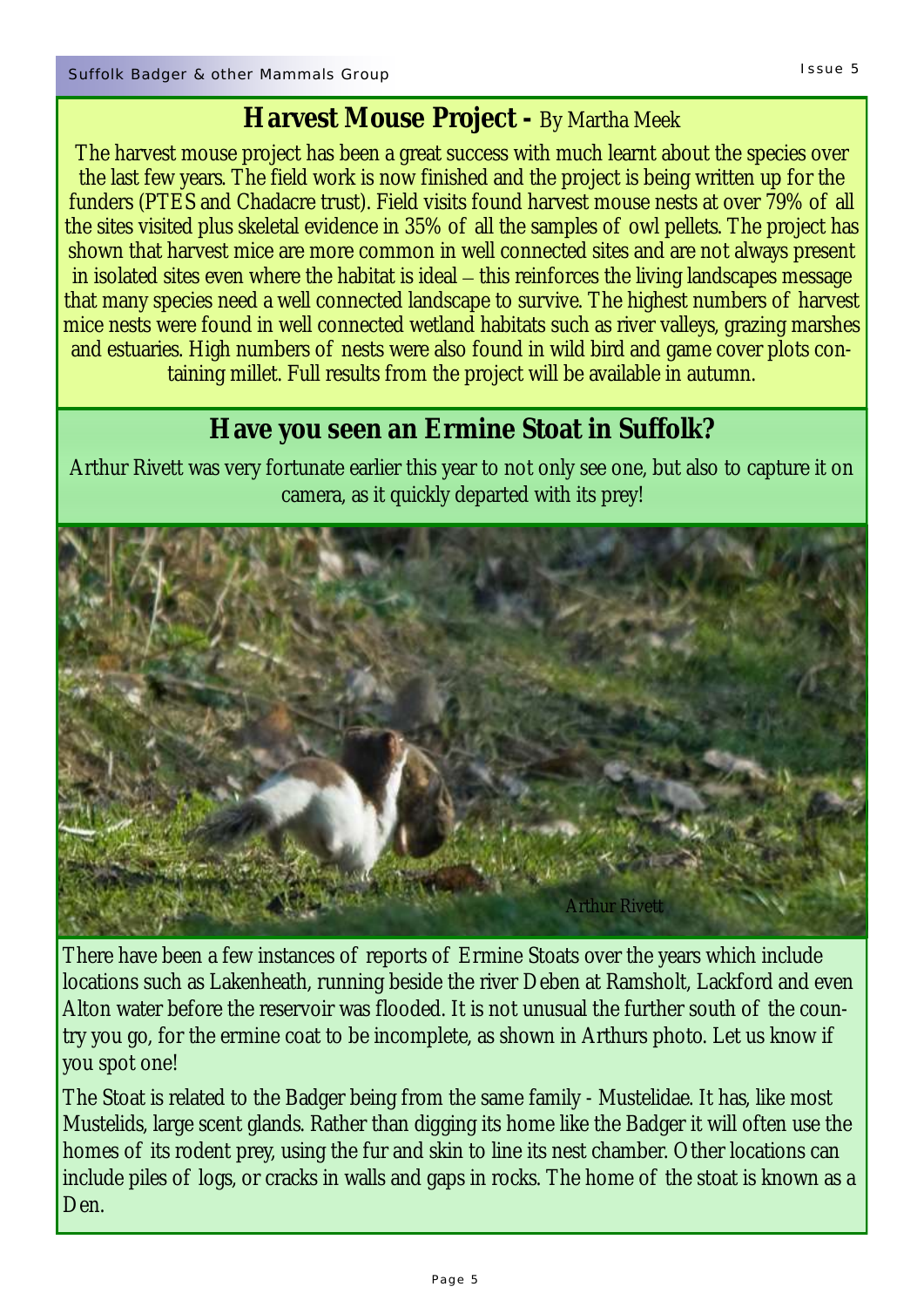## Harvest Mouse Project - By Martha Meek

The harvest mouse project has been a great success with much learnt about the species over the last few years. The field work is now finished and the project is being written up for the funders (PTES and Chadacre trust). Field visits found harvest mouse nests at over 79% of all the sites visited plus skeletal evidence in 35% of all the samples of owl pellets. The project has shown that harvest mice are more common in well connected sites and are not always present in isolated sites even where the habitat is ideal – this reinforces the living landscapes message that many species need a well connected landscape to survive. The highest numbers of harvest mice nests were found in well connected wetland habitats such as river valleys, grazing marshes and estuaries. High numbers of nests were also found in wild bird and game cover plots containing millet. Full results from the project will be available in autumn.

## Have you seen an Ermine Stoat in Suffolk?

Arthur Rivett was very fortunate earlier this year to not only see one, but also to capture it on camera, as it quickly departed with its prey!

Arthur Rivett

There have been a few instances of reports of Ermine Stoats over the years which include locations such as Lakenheath, running beside the river Deben at Ramsholt, Lackford and even Alton water before the reservoir was flooded. It is not unusual the further south of the country you go, for the ermine coat to be incomplete, as shown in Arthurs photo. Let us know if you spot one!

The Stoat is related to the Badger being from the same family - Mustelidae. It has, like most Mustelids, large scent glands. Rather than digging its home like the Badger it will often use the homes of its rodent prey, using the fur and skin to line its nest chamber. Other locations can include piles of logs, or cracks in walls and gaps in rocks. The home of the stoat is known as a Den.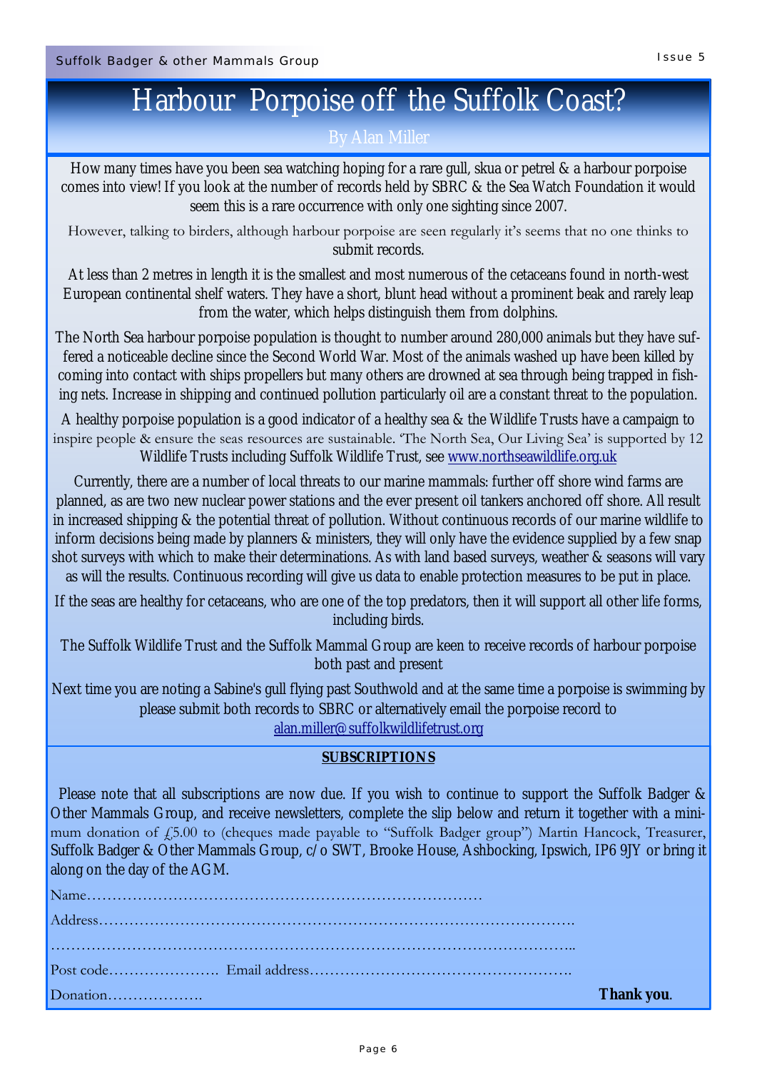# Harbour Porpoise off the Suffolk Coast?

By Alan Miller

How many times have you been sea watching hoping for a rare gull, skua or petrel & a harbour porpoise comes into view! If you look at the number of records held by SBRC & the Sea Watch Foundation it would seem this is a rare occurrence with only one sighting since 2007.

However, talking to birders, although harbour porpoise are seen regularly it's seems that no one thinks to submit records.

At less than 2 metres in length it is the smallest and most numerous of the cetaceans found in north-west European continental shelf waters. They have a short, blunt head without a prominent beak and rarely leap from the water, which helps distinguish them from dolphins.

The North Sea harbour porpoise population is thought to number around 280,000 animals but they have suffered a noticeable decline since the Second World War. Most of the animals washed up have been killed by coming into contact with ships propellers but many others are drowned at sea through being trapped in fishing nets. Increase in shipping and continued pollution particularly oil are a constant threat to the population.

A healthy porpoise population is a good indicator of a healthy sea & the Wildlife Trusts have a campaign to inspire people & ensure the seas resources are sustainable. 'The North Sea, Our Living Sea' is supported by 12 Wildlife Trusts including Suffolk Wildlife Trust, see www.northseawildlife.org.uk

Currently, there are a number of local threats to our marine mammals: further off shore wind farms are planned, as are two new nuclear power stations and the ever present oil tankers anchored off shore. All result in increased shipping & the potential threat of pollution. Without continuous records of our marine wildlife to inform decisions being made by planners & ministers, they will only have the evidence supplied by a few snap shot surveys with which to make their determinations. As with land based surveys, weather & seasons will vary as will the results. Continuous recording will give us data to enable protection measures to be put in place.

If the seas are healthy for cetaceans, who are one of the top predators, then it will support all other life forms, including birds.

The Suffolk Wildlife Trust and the Suffolk Mammal Group are keen to receive records of harbour porpoise both past and present

Next time you are noting a Sabine's gull flying past Southwold and at the same time a porpoise is swimming by please submit both records to SBRC or alternatively email the porpoise record to alan.miller@suffolkwildlifetrust.org

## SUBSCRIPTIONS

Please note that all subscriptions are now due. If you wish to continue to support the Suffolk Badger & Other Mammals Group, and receive newsletters, complete the slip below and return it together with a minimum donation of £5.00 to (cheques made payable to "Suffolk Badger group") Martin Hancock, Treasurer, Suffolk Badger & Other Mammals Group, c/o SWT, Brooke House, Ashbocking, Ipswich, IP6 9JY or bring it along on the day of the AGM.

Name……………………………………………………………………

Address…………………………………………………………………………………….

…………………………………………………………………………………………..

Post code…………………. Email address…………………………………………….

Donation……………….

**Thank you**.